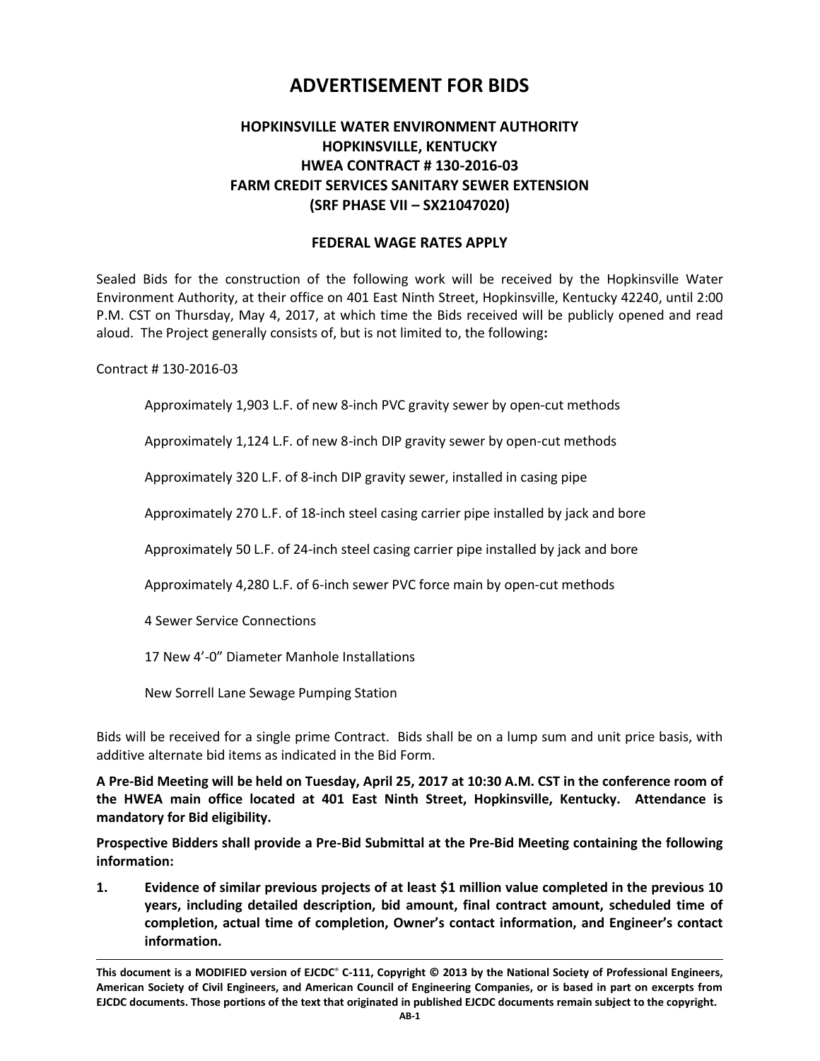# ADVERTISEMENT FOR BIDS

## HOPKINSVILLE WATER ENVIRONMENT AUTHORITY
## HOPKINSVILLE, KENTUCKY
## HWEA CONTRACT # 130-2016-03
## FARM CREDIT SERVICES SANITARY SEWER EXTENSION
## (SRF PHASE VII – SX21047020)

### FEDERAL WAGE RATES APPLY

Sealed Bids for the construction of the following work will be received by the Hopkinsville Water Environment Authority, at their office on 401 East Ninth Street, Hopkinsville, Kentucky 42240, until 2:00 P.M. CST on Thursday, May 4, 2017, at which time the Bids received will be publicly opened and read aloud. The Project generally consists of, but is not limited to, the following**:**

Contract # 130-2016-03

- Approximately 1,903 L.F. of new 8-inch PVC gravity sewer by open-cut methods
- Approximately 1,124 L.F. of new 8-inch DIP gravity sewer by open-cut methods
- Approximately 320 L.F. of 8-inch DIP gravity sewer, installed in casing pipe
- Approximately 270 L.F. of 18-inch steel casing carrier pipe installed by jack and bore
- Approximately 50 L.F. of 24-inch steel casing carrier pipe installed by jack and bore
- Approximately 4,280 L.F. of 6-inch sewer PVC force main by open-cut methods
- 4 Sewer Service Connections
- 17 New 4'-0" Diameter Manhole Installations
- New Sorrell Lane Sewage Pumping Station

Bids will be received for a single prime Contract. Bids shall be on a lump sum and unit price basis, with additive alternate bid items as indicated in the Bid Form.

**A Pre-Bid Meeting will be held on Tuesday, April 25, 2017 at 10:30 A.M. CST in the conference room of the HWEA main office located at 401 East Ninth Street, Hopkinsville, Kentucky. Attendance is mandatory for Bid eligibility.**

**Prospective Bidders shall provide a Pre-Bid Submittal at the Pre-Bid Meeting containing the following information:**

1. **Evidence of similar previous projects of at least $1 million value completed in the previous 10 years, including detailed description, bid amount, final contract amount, scheduled time of completion, actual time of completion, Owner's contact information, and Engineer's contact information.**

**This document is a MODIFIED version of EJCDC® C-111, Copyright © 2013 by the National Society of Professional Engineers, American Society of Civil Engineers, and American Council of Engineering Companies, or is based in part on excerpts from EJCDC documents. Those portions of the text that originated in published EJCDC documents remain subject to the copyright.**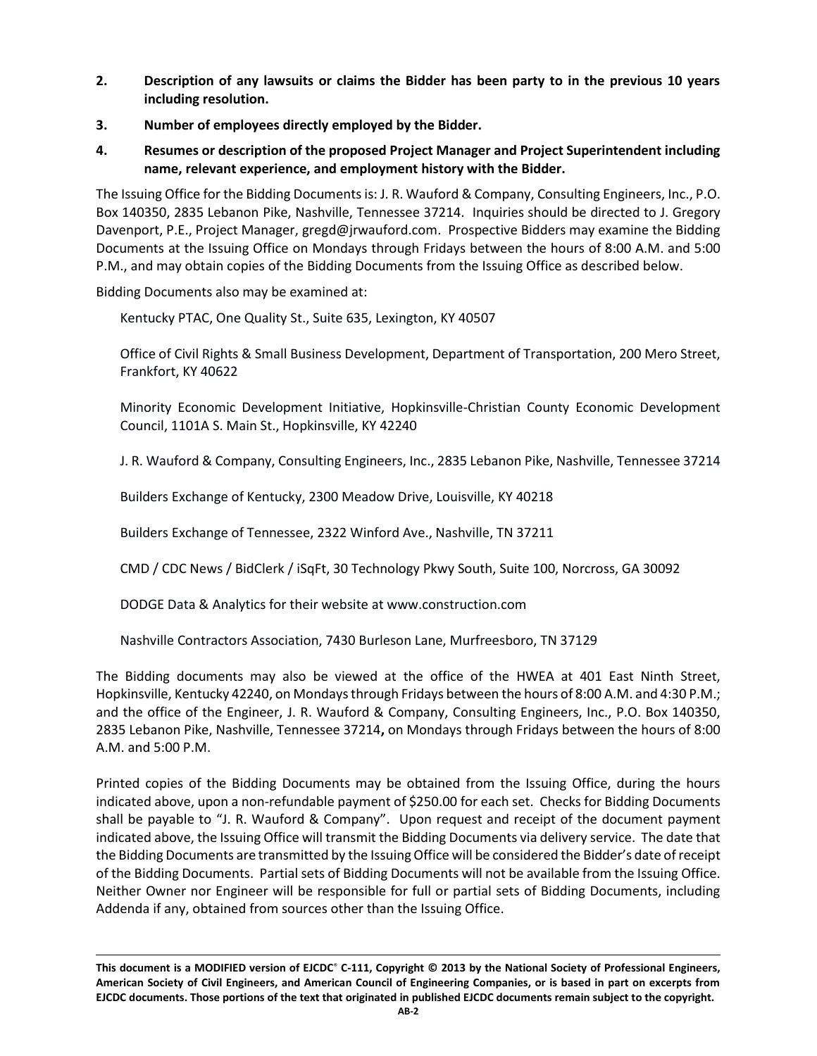2. **Description of any lawsuits or claims the Bidder has been party to in the previous 10 years including resolution.**

3. **Number of employees directly employed by the Bidder.**

4. **Resumes or description of the proposed Project Manager and Project Superintendent including name, relevant experience, and employment history with the Bidder.**

The Issuing Office for the Bidding Documents is: J. R. Wauford & Company, Consulting Engineers, Inc., P.O. Box 140350, 2835 Lebanon Pike, Nashville, Tennessee 37214. Inquiries should be directed to J. Gregory Davenport, P.E., Project Manager, gregd@jrwauford.com. Prospective Bidders may examine the Bidding Documents at the Issuing Office on Mondays through Fridays between the hours of 8:00 A.M. and 5:00 P.M., and may obtain copies of the Bidding Documents from the Issuing Office as described below.

Bidding Documents also may be examined at:

Kentucky PTAC, One Quality St., Suite 635, Lexington, KY 40507

Office of Civil Rights & Small Business Development, Department of Transportation, 200 Mero Street, Frankfort, KY 40622

Minority Economic Development Initiative, Hopkinsville-Christian County Economic Development Council, 1101A S. Main St., Hopkinsville, KY 42240

J. R. Wauford & Company, Consulting Engineers, Inc., 2835 Lebanon Pike, Nashville, Tennessee 37214

Builders Exchange of Kentucky, 2300 Meadow Drive, Louisville, KY 40218

Builders Exchange of Tennessee, 2322 Winford Ave., Nashville, TN 37211

CMD / CDC News / BidClerk / iSqFt, 30 Technology Pkwy South, Suite 100, Norcross, GA 30092

DODGE Data & Analytics for their website at www.construction.com

Nashville Contractors Association, 7430 Burleson Lane, Murfreesboro, TN 37129

The Bidding documents may also be viewed at the office of the HWEA at 401 East Ninth Street, Hopkinsville, Kentucky 42240, on Mondays through Fridays between the hours of 8:00 A.M. and 4:30 P.M.; and the office of the Engineer, J. R. Wauford & Company, Consulting Engineers, Inc., P.O. Box 140350, 2835 Lebanon Pike, Nashville, Tennessee 37214**,** on Mondays through Fridays between the hours of 8:00 A.M. and 5:00 P.M.

Printed copies of the Bidding Documents may be obtained from the Issuing Office, during the hours indicated above, upon a non-refundable payment of $250.00 for each set. Checks for Bidding Documents shall be payable to "J. R. Wauford & Company". Upon request and receipt of the document payment indicated above, the Issuing Office will transmit the Bidding Documents via delivery service. The date that the Bidding Documents are transmitted by the Issuing Office will be considered the Bidder's date of receipt of the Bidding Documents. Partial sets of Bidding Documents will not be available from the Issuing Office. Neither Owner nor Engineer will be responsible for full or partial sets of Bidding Documents, including Addenda if any, obtained from sources other than the Issuing Office.

**This document is a MODIFIED version of EJCDC® C-111, Copyright © 2013 by the National Society of Professional Engineers, American Society of Civil Engineers, and American Council of Engineering Companies, or is based in part on excerpts from EJCDC documents. Those portions of the text that originated in published EJCDC documents remain subject to the copyright.**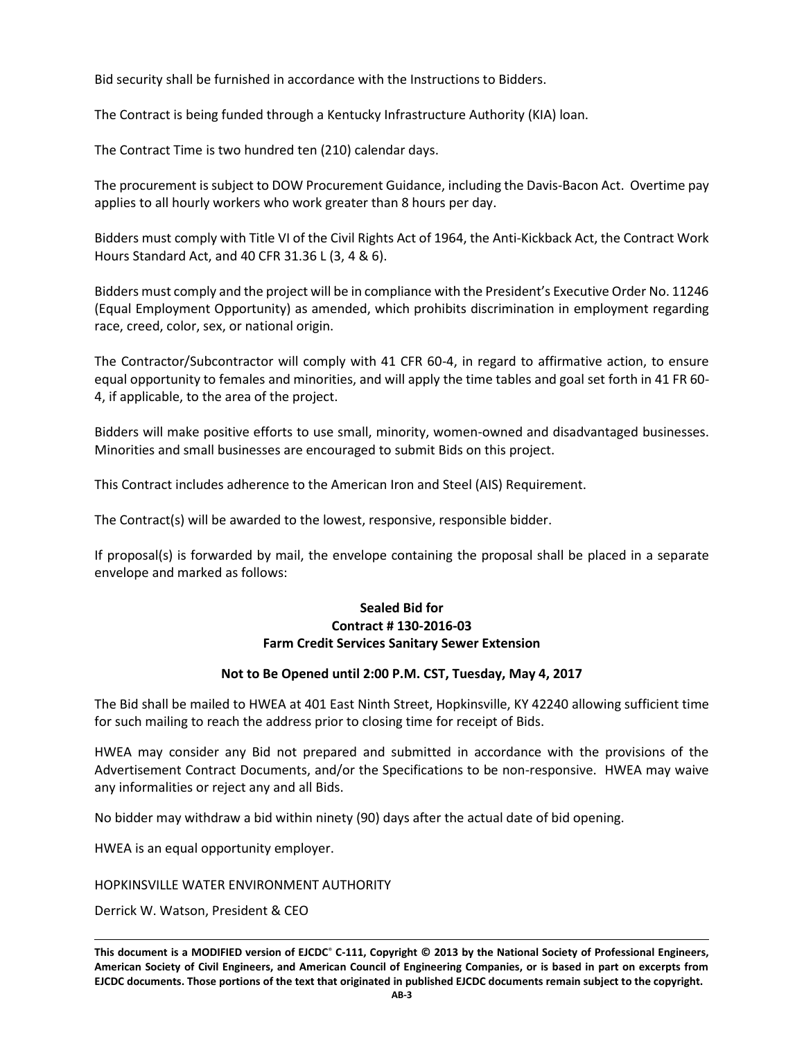Bid security shall be furnished in accordance with the Instructions to Bidders.

The Contract is being funded through a Kentucky Infrastructure Authority (KIA) loan.

The Contract Time is two hundred ten (210) calendar days.

The procurement is subject to DOW Procurement Guidance, including the Davis-Bacon Act. Overtime pay applies to all hourly workers who work greater than 8 hours per day.

Bidders must comply with Title VI of the Civil Rights Act of 1964, the Anti-Kickback Act, the Contract Work Hours Standard Act, and 40 CFR 31.36 L (3, 4 & 6).

Bidders must comply and the project will be in compliance with the President's Executive Order No. 11246 (Equal Employment Opportunity) as amended, which prohibits discrimination in employment regarding race, creed, color, sex, or national origin.

The Contractor/Subcontractor will comply with 41 CFR 60-4, in regard to affirmative action, to ensure equal opportunity to females and minorities, and will apply the time tables and goal set forth in 41 FR 60-4, if applicable, to the area of the project.

Bidders will make positive efforts to use small, minority, women-owned and disadvantaged businesses. Minorities and small businesses are encouraged to submit Bids on this project.

This Contract includes adherence to the American Iron and Steel (AIS) Requirement.

The Contract(s) will be awarded to the lowest, responsive, responsible bidder.

If proposal(s) is forwarded by mail, the envelope containing the proposal shall be placed in a separate envelope and marked as follows:

**Sealed Bid for**
**Contract # 130-2016-03**
**Farm Credit Services Sanitary Sewer Extension**

**Not to Be Opened until 2:00 P.M. CST, Tuesday, May 4, 2017**

The Bid shall be mailed to HWEA at 401 East Ninth Street, Hopkinsville, KY 42240 allowing sufficient time for such mailing to reach the address prior to closing time for receipt of Bids.

HWEA may consider any Bid not prepared and submitted in accordance with the provisions of the Advertisement Contract Documents, and/or the Specifications to be non-responsive. HWEA may waive any informalities or reject any and all Bids.

No bidder may withdraw a bid within ninety (90) days after the actual date of bid opening.

HWEA is an equal opportunity employer.

HOPKINSVILLE WATER ENVIRONMENT AUTHORITY

Derrick W. Watson, President & CEO

**This document is a MODIFIED version of EJCDC® C-111, Copyright © 2013 by the National Society of Professional Engineers, American Society of Civil Engineers, and American Council of Engineering Companies, or is based in part on excerpts from EJCDC documents. Those portions of the text that originated in published EJCDC documents remain subject to the copyright.**